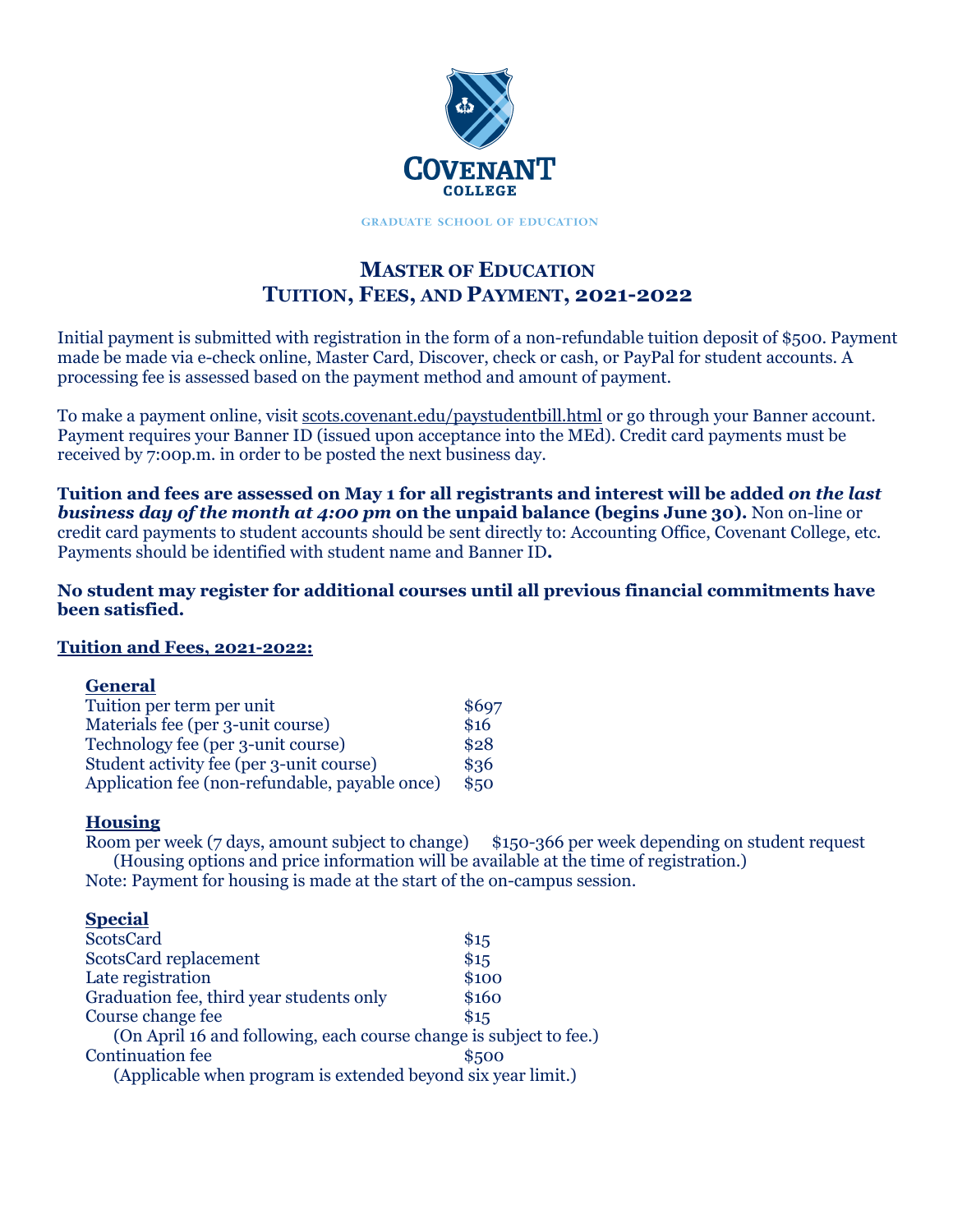Covenant College

Graduate School of Education

# Master of Education
# Tuition, Fees, and Payment, 2021-2022

Initial payment is submitted with registration in the form of a non-refundable tuition deposit of $500. Payment made be made via e-check online, Master Card, Discover, check or cash, or PayPal for student accounts. A processing fee is assessed based on the payment method and amount of payment.

To make a payment online, visit scots.covenant.edu/paystudentbill.html or go through your Banner account. Payment requires your Banner ID (issued upon acceptance into the MEd). Credit card payments must be received by 7:00p.m. in order to be posted the next business day.

**Tuition and fees are assessed on May 1 for all registrants and interest will be added *on the last business day of the month at 4:00 pm* on the unpaid balance (begins June 30).** Non on-line or credit card payments to student accounts should be sent directly to: Accounting Office, Covenant College, etc. Payments should be identified with student name and Banner ID**.**

**No student may register for additional courses until all previous financial commitments have been satisfied.**

## Tuition and Fees, 2021-2022:

### General

| | |
|---|---|
| Tuition per term per unit | $697 |
| Materials fee (per 3-unit course) | $16 |
| Technology fee (per 3-unit course) | $28 |
| Student activity fee (per 3-unit course) | $36 |
| Application fee (non-refundable, payable once) | $50 |

### Housing

Room per week (7 days, amount subject to change) $150-366 per week depending on student request
(Housing options and price information will be available at the time of registration.)
Note: Payment for housing is made at the start of the on-campus session.

### Special

| | |
|---|---|
| ScotsCard | $15 |
| ScotsCard replacement | $15 |
| Late registration | $100 |
| Graduation fee, third year students only | $160 |
| Course change fee | $15 |
| (On April 16 and following, each course change is subject to fee.) | |
| Continuation fee | $500 |
| (Applicable when program is extended beyond six year limit.) | |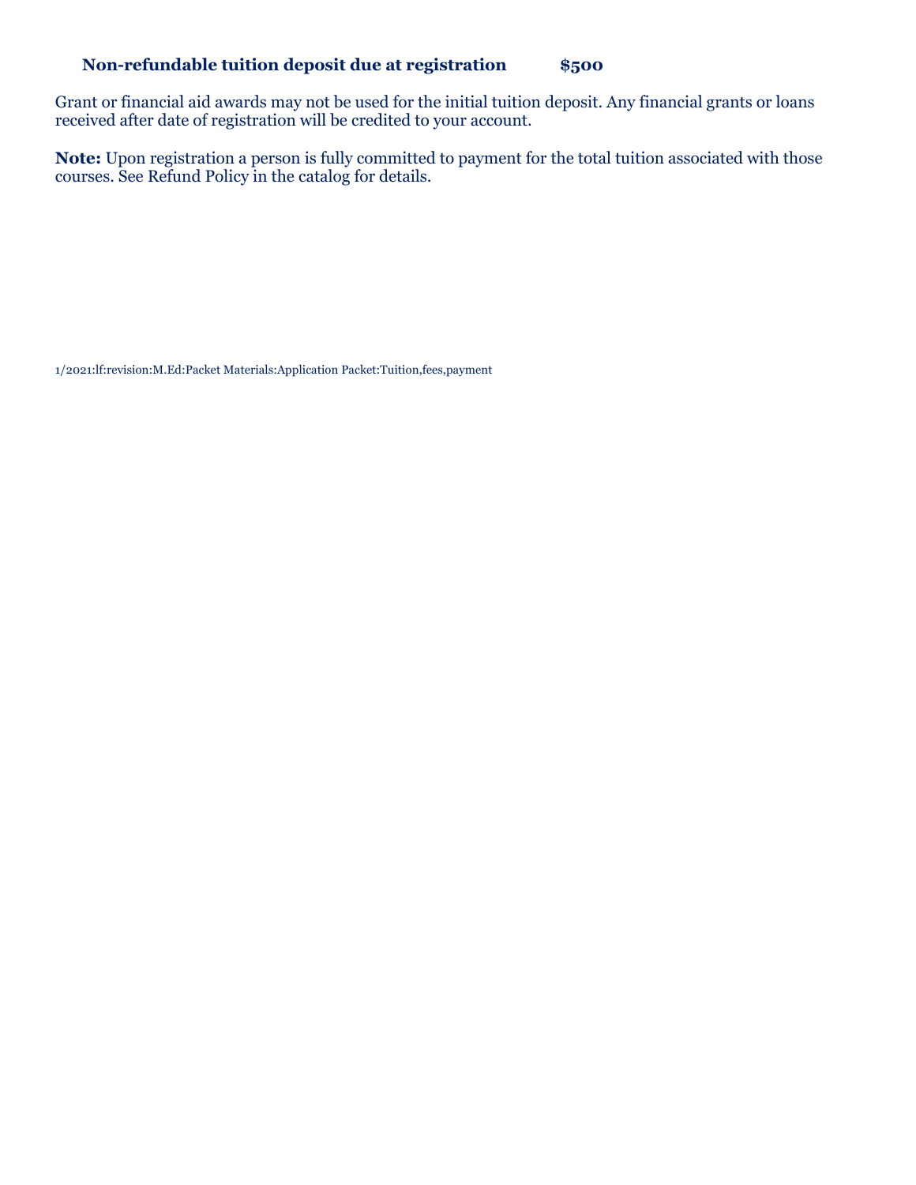**Non-refundable tuition deposit due at registration $500**

Grant or financial aid awards may not be used for the initial tuition deposit. Any financial grants or loans received after date of registration will be credited to your account.

**Note:** Upon registration a person is fully committed to payment for the total tuition associated with those courses. See Refund Policy in the catalog for details.

1/2021:lf:revision:M.Ed:Packet Materials:Application Packet:Tuition,fees,payment